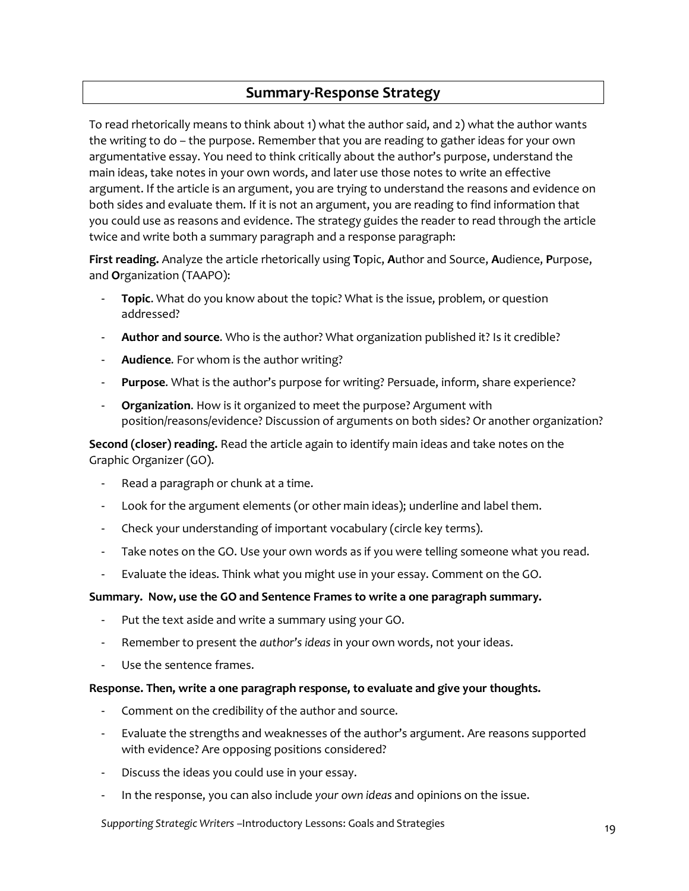# Summary-Response Strategy

To read rhetorically means to think about 1) what the author said, and 2) what the author wants the writing to do – the purpose. Remember that you are reading to gather ideas for your own argumentative essay. You need to think critically about the author's purpose, understand the main ideas, take notes in your own words, and later use those notes to write an effective argument. If the article is an argument, you are trying to understand the reasons and evidence on both sides and evaluate them. If it is not an argument, you are reading to find information that you could use as reasons and evidence. The strategy guides the reader to read through the article twice and write both a summary paragraph and a response paragraph:

**First reading.** Analyze the article rhetorically using **T**opic, **A**uthor and Source, **A**udience, **P**urpose, and **O**rganization (TAAPO):

- **Topic**. What do you know about the topic? What is the issue, problem, or question addressed?
- **Author and source**. Who is the author? What organization published it? Is it credible?
- **Audience**. For whom is the author writing?
- **Purpose**. What is the author's purpose for writing? Persuade, inform, share experience?
- **Organization**. How is it organized to meet the purpose? Argument with position/reasons/evidence? Discussion of arguments on both sides? Or another organization?

**Second (closer) reading.** Read the article again to identify main ideas and take notes on the Graphic Organizer (GO).

- Read a paragraph or chunk at a time.
- Look for the argument elements (or other main ideas); underline and label them.
- Check your understanding of important vocabulary (circle key terms).
- Take notes on the GO. Use your own words as if you were telling someone what you read.
- Evaluate the ideas. Think what you might use in your essay. Comment on the GO.

**Summary. Now, use the GO and Sentence Frames to write a one paragraph summary.**

- Put the text aside and write a summary using your GO.
- Remember to present the *author's ideas* in your own words, not your ideas.
- Use the sentence frames.

**Response. Then, write a one paragraph response, to evaluate and give your thoughts.**

- Comment on the credibility of the author and source.
- Evaluate the strengths and weaknesses of the author's argument. Are reasons supported with evidence? Are opposing positions considered?
- Discuss the ideas you could use in your essay.
- In the response, you can also include *your own ideas* and opinions on the issue.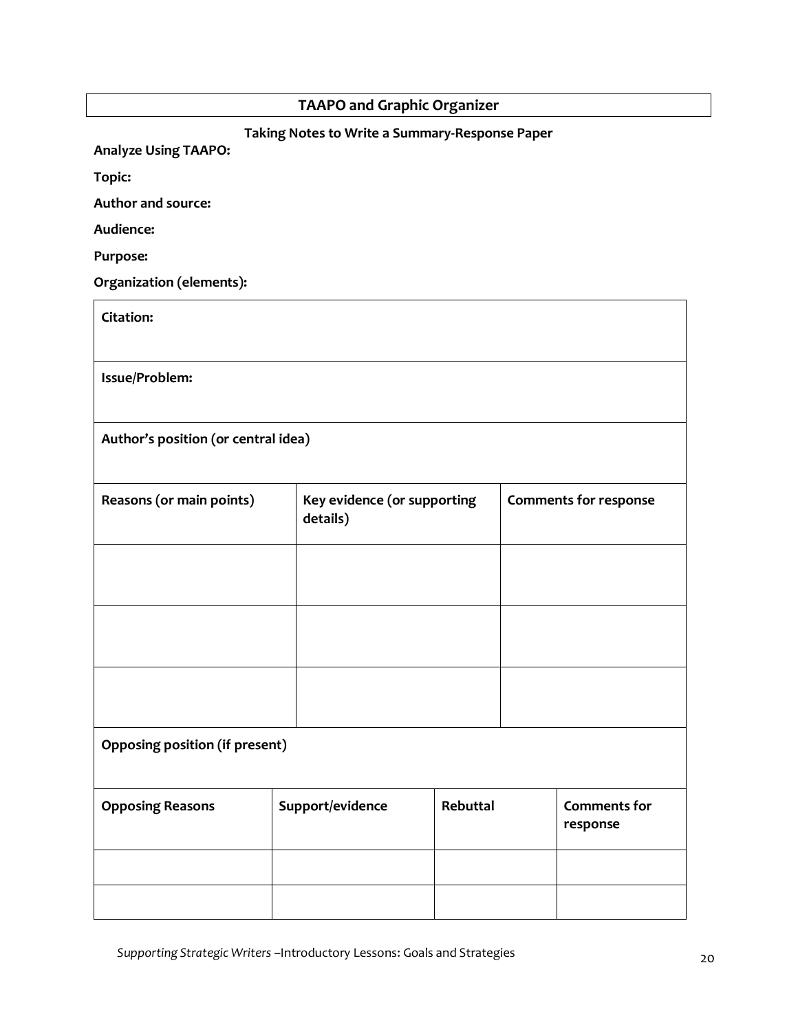## TAAPO and Graphic Organizer

**Taking Notes to Write a Summary-Response Paper**

**Analyze Using TAAPO:**

**Topic:**

**Author and source:**

**Audience:**

**Purpose:**

**Organization (elements):**

| | | |
|---|---|---|
| **Citation:** | | |
| **Issue/Problem:** | | |
| **Author's position (or central idea)** | | |
| **Reasons (or main points)** | **Key evidence (or supporting details)** | **Comments for response** |
| | | |
| | | |
| | | |

| | | | |
|---|---|---|---|
| **Opposing position (if present)** | | | |
| **Opposing Reasons** | **Support/evidence** | **Rebuttal** | **Comments for response** |
| | | | |
| | | | |

*Supporting Strategic Writers* –Introductory Lessons: Goals and Strategies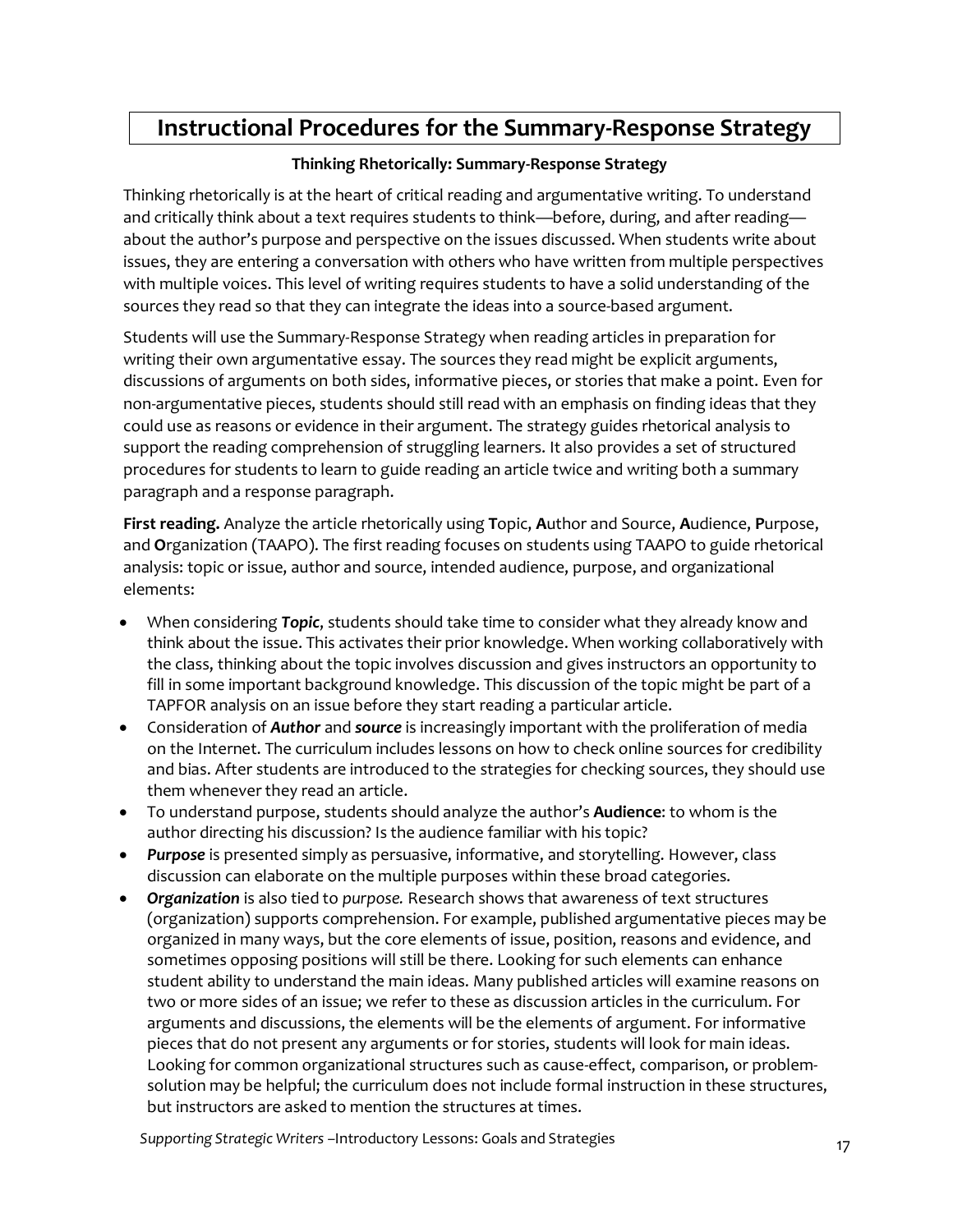# Instructional Procedures for the Summary-Response Strategy

### Thinking Rhetorically: Summary-Response Strategy

Thinking rhetorically is at the heart of critical reading and argumentative writing. To understand and critically think about a text requires students to think—before, during, and after reading—about the author's purpose and perspective on the issues discussed. When students write about issues, they are entering a conversation with others who have written from multiple perspectives with multiple voices. This level of writing requires students to have a solid understanding of the sources they read so that they can integrate the ideas into a source-based argument.

Students will use the Summary-Response Strategy when reading articles in preparation for writing their own argumentative essay. The sources they read might be explicit arguments, discussions of arguments on both sides, informative pieces, or stories that make a point. Even for non-argumentative pieces, students should still read with an emphasis on finding ideas that they could use as reasons or evidence in their argument. The strategy guides rhetorical analysis to support the reading comprehension of struggling learners. It also provides a set of structured procedures for students to learn to guide reading an article twice and writing both a summary paragraph and a response paragraph.

**First reading.** Analyze the article rhetorically using **T**opic, **A**uthor and Source, **A**udience, **P**urpose, and **O**rganization (TAAPO). The first reading focuses on students using TAAPO to guide rhetorical analysis: topic or issue, author and source, intended audience, purpose, and organizational elements:

- When considering ***Topic***, students should take time to consider what they already know and think about the issue. This activates their prior knowledge. When working collaboratively with the class, thinking about the topic involves discussion and gives instructors an opportunity to fill in some important background knowledge. This discussion of the topic might be part of a TAPFOR analysis on an issue before they start reading a particular article.
- Consideration of ***Author*** and ***source*** is increasingly important with the proliferation of media on the Internet. The curriculum includes lessons on how to check online sources for credibility and bias. After students are introduced to the strategies for checking sources, they should use them whenever they read an article.
- To understand purpose, students should analyze the author's **Audience**: to whom is the author directing his discussion? Is the audience familiar with his topic?
- ***Purpose*** is presented simply as persuasive, informative, and storytelling. However, class discussion can elaborate on the multiple purposes within these broad categories.
- ***Organization*** is also tied to *purpose.* Research shows that awareness of text structures (organization) supports comprehension. For example, published argumentative pieces may be organized in many ways, but the core elements of issue, position, reasons and evidence, and sometimes opposing positions will still be there. Looking for such elements can enhance student ability to understand the main ideas. Many published articles will examine reasons on two or more sides of an issue; we refer to these as discussion articles in the curriculum. For arguments and discussions, the elements will be the elements of argument. For informative pieces that do not present any arguments or for stories, students will look for main ideas. Looking for common organizational structures such as cause-effect, comparison, or problem-solution may be helpful; the curriculum does not include formal instruction in these structures, but instructors are asked to mention the structures at times.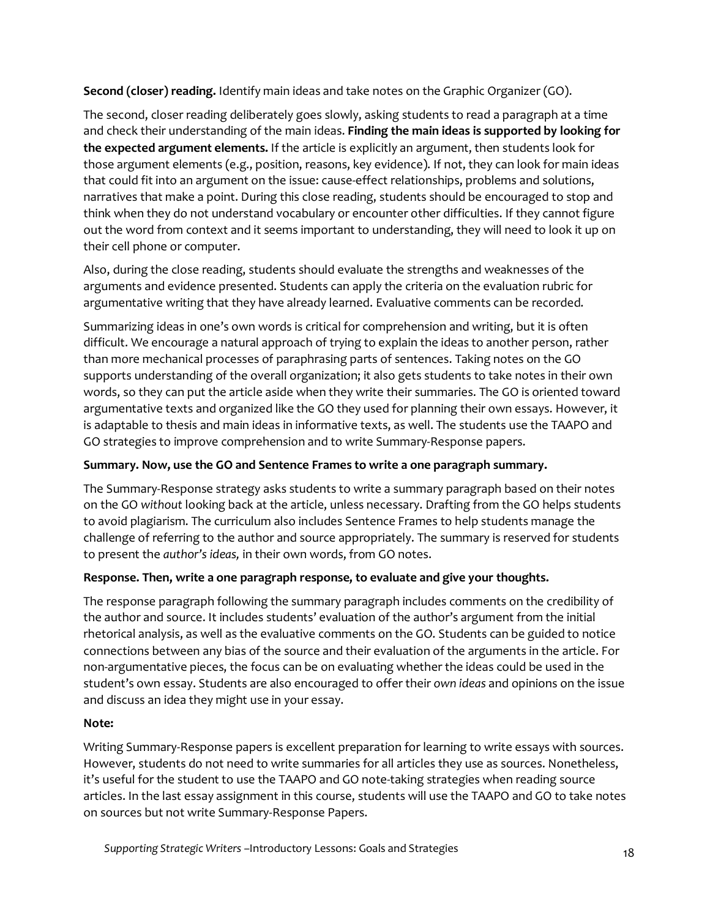**Second (closer) reading.** Identify main ideas and take notes on the Graphic Organizer (GO).

The second, closer reading deliberately goes slowly, asking students to read a paragraph at a time and check their understanding of the main ideas. **Finding the main ideas is supported by looking for the expected argument elements.** If the article is explicitly an argument, then students look for those argument elements (e.g., position, reasons, key evidence). If not, they can look for main ideas that could fit into an argument on the issue: cause-effect relationships, problems and solutions, narratives that make a point. During this close reading, students should be encouraged to stop and think when they do not understand vocabulary or encounter other difficulties. If they cannot figure out the word from context and it seems important to understanding, they will need to look it up on their cell phone or computer.

Also, during the close reading, students should evaluate the strengths and weaknesses of the arguments and evidence presented. Students can apply the criteria on the evaluation rubric for argumentative writing that they have already learned. Evaluative comments can be recorded.

Summarizing ideas in one's own words is critical for comprehension and writing, but it is often difficult. We encourage a natural approach of trying to explain the ideas to another person, rather than more mechanical processes of paraphrasing parts of sentences. Taking notes on the GO supports understanding of the overall organization; it also gets students to take notes in their own words, so they can put the article aside when they write their summaries. The GO is oriented toward argumentative texts and organized like the GO they used for planning their own essays. However, it is adaptable to thesis and main ideas in informative texts, as well. The students use the TAAPO and GO strategies to improve comprehension and to write Summary-Response papers.

**Summary. Now, use the GO and Sentence Frames to write a one paragraph summary.**

The Summary-Response strategy asks students to write a summary paragraph based on their notes on the GO *without* looking back at the article, unless necessary. Drafting from the GO helps students to avoid plagiarism. The curriculum also includes Sentence Frames to help students manage the challenge of referring to the author and source appropriately. The summary is reserved for students to present the *author's ideas,* in their own words, from GO notes.

**Response. Then, write a one paragraph response, to evaluate and give your thoughts.**

The response paragraph following the summary paragraph includes comments on the credibility of the author and source. It includes students' evaluation of the author's argument from the initial rhetorical analysis, as well as the evaluative comments on the GO. Students can be guided to notice connections between any bias of the source and their evaluation of the arguments in the article. For non-argumentative pieces, the focus can be on evaluating whether the ideas could be used in the student's own essay. Students are also encouraged to offer their *own ideas* and opinions on the issue and discuss an idea they might use in your essay.

**Note:**

Writing Summary-Response papers is excellent preparation for learning to write essays with sources. However, students do not need to write summaries for all articles they use as sources. Nonetheless, it's useful for the student to use the TAAPO and GO note-taking strategies when reading source articles. In the last essay assignment in this course, students will use the TAAPO and GO to take notes on sources but not write Summary-Response Papers.